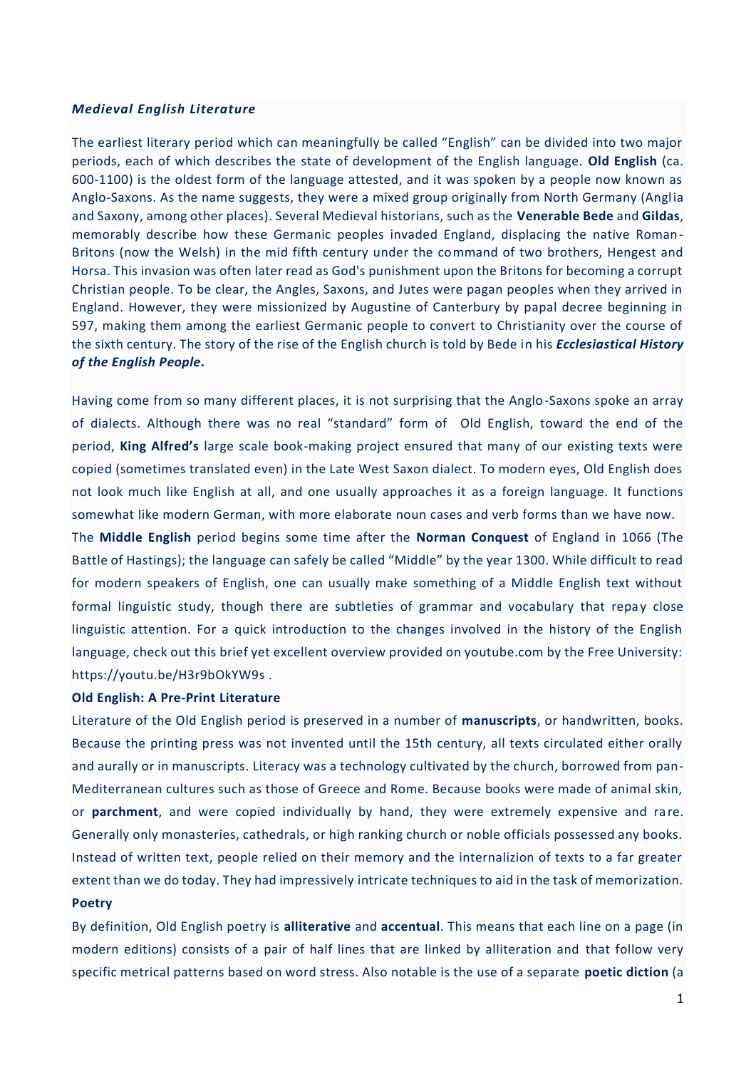***Medieval English Literature***

The earliest literary period which can meaningfully be called "English" can be divided into two major periods, each of which describes the state of development of the English language. **Old English** (ca. 600-1100) is the oldest form of the language attested, and it was spoken by a people now known as Anglo-Saxons. As the name suggests, they were a mixed group originally from North Germany (Anglia and Saxony, among other places). Several Medieval historians, such as the **Venerable Bede** and **Gildas**, memorably describe how these Germanic peoples invaded England, displacing the native Roman-Britons (now the Welsh) in the mid fifth century under the command of two brothers, Hengest and Horsa. This invasion was often later read as God's punishment upon the Britons for becoming a corrupt Christian people. To be clear, the Angles, Saxons, and Jutes were pagan peoples when they arrived in England. However, they were missionized by Augustine of Canterbury by papal decree beginning in 597, making them among the earliest Germanic people to convert to Christianity over the course of the sixth century. The story of the rise of the English church is told by Bede in his ***Ecclesiastical History of the English People*****.**

Having come from so many different places, it is not surprising that the Anglo-Saxons spoke an array of dialects. Although there was no real "standard" form of Old English, toward the end of the period, **King Alfred's** large scale book-making project ensured that many of our existing texts were copied (sometimes translated even) in the Late West Saxon dialect. To modern eyes, Old English does not look much like English at all, and one usually approaches it as a foreign language. It functions somewhat like modern German, with more elaborate noun cases and verb forms than we have now.

The **Middle English** period begins some time after the **Norman Conquest** of England in 1066 (The Battle of Hastings); the language can safely be called "Middle" by the year 1300. While difficult to read for modern speakers of English, one can usually make something of a Middle English text without formal linguistic study, though there are subtleties of grammar and vocabulary that repay close linguistic attention. For a quick introduction to the changes involved in the history of the English language, check out this brief yet excellent overview provided on youtube.com by the Free University: https://youtu.be/H3r9bOkYW9s .

**Old English: A Pre-Print Literature**

Literature of the Old English period is preserved in a number of **manuscripts**, or handwritten, books. Because the printing press was not invented until the 15th century, all texts circulated either orally and aurally or in manuscripts. Literacy was a technology cultivated by the church, borrowed from pan-Mediterranean cultures such as those of Greece and Rome. Because books were made of animal skin, or **parchment**, and were copied individually by hand, they were extremely expensive and rare. Generally only monasteries, cathedrals, or high ranking church or noble officials possessed any books. Instead of written text, people relied on their memory and the internalizion of texts to a far greater extent than we do today. They had impressively intricate techniques to aid in the task of memorization.

**Poetry**

By definition, Old English poetry is **alliterative** and **accentual**. This means that each line on a page (in modern editions) consists of a pair of half lines that are linked by alliteration and that follow very specific metrical patterns based on word stress. Also notable is the use of a separate **poetic diction** (a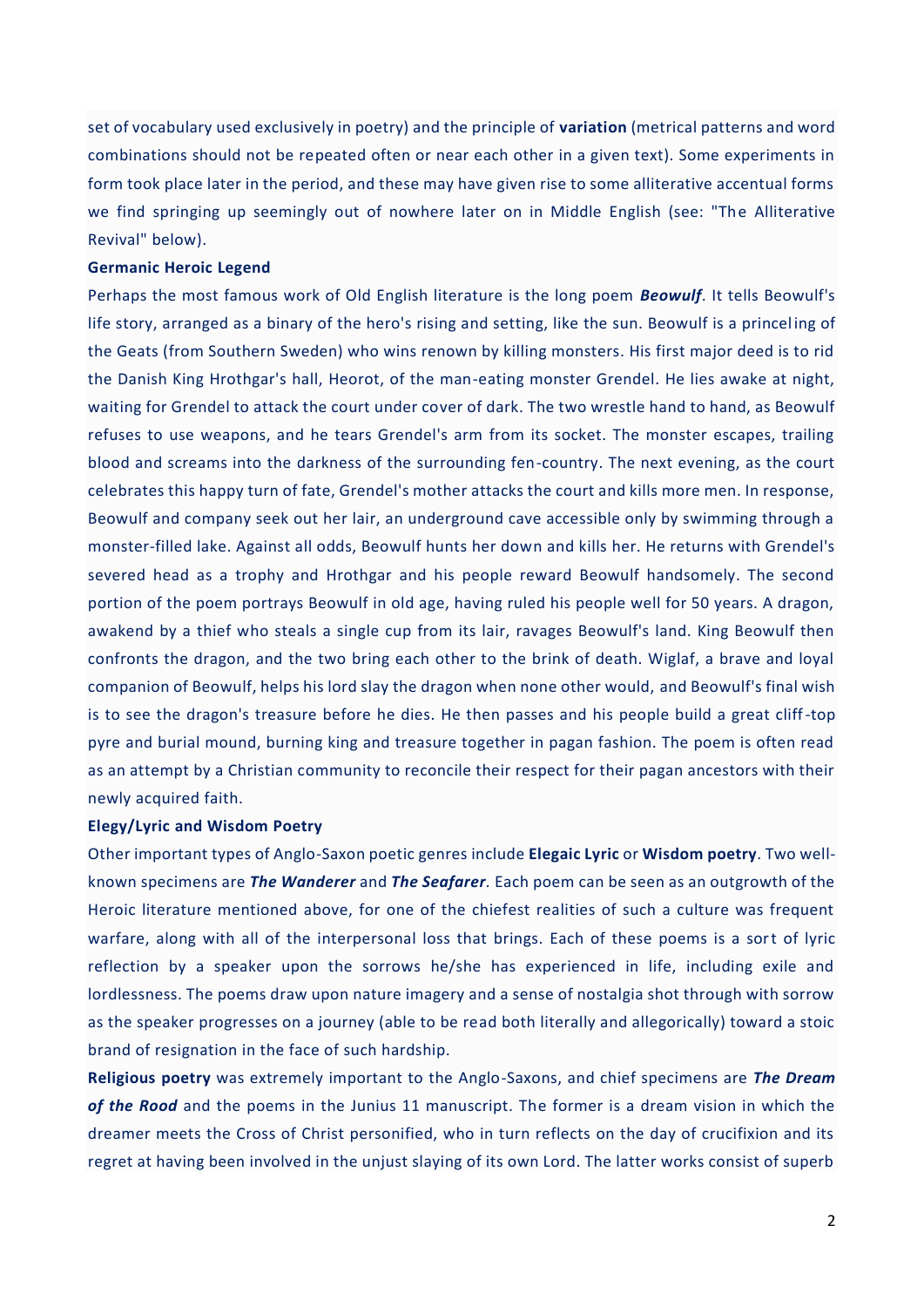set of vocabulary used exclusively in poetry) and the principle of **variation** (metrical patterns and word combinations should not be repeated often or near each other in a given text). Some experiments in form took place later in the period, and these may have given rise to some alliterative accentual forms we find springing up seemingly out of nowhere later on in Middle English (see: "The Alliterative Revival" below).

**Germanic Heroic Legend**

Perhaps the most famous work of Old English literature is the long poem ***Beowulf***. It tells Beowulf's life story, arranged as a binary of the hero's rising and setting, like the sun. Beowulf is a princeling of the Geats (from Southern Sweden) who wins renown by killing monsters. His first major deed is to rid the Danish King Hrothgar's hall, Heorot, of the man-eating monster Grendel. He lies awake at night, waiting for Grendel to attack the court under cover of dark. The two wrestle hand to hand, as Beowulf refuses to use weapons, and he tears Grendel's arm from its socket. The monster escapes, trailing blood and screams into the darkness of the surrounding fen-country. The next evening, as the court celebrates this happy turn of fate, Grendel's mother attacks the court and kills more men. In response, Beowulf and company seek out her lair, an underground cave accessible only by swimming through a monster-filled lake. Against all odds, Beowulf hunts her down and kills her. He returns with Grendel's severed head as a trophy and Hrothgar and his people reward Beowulf handsomely. The second portion of the poem portrays Beowulf in old age, having ruled his people well for 50 years. A dragon, awakend by a thief who steals a single cup from its lair, ravages Beowulf's land. King Beowulf then confronts the dragon, and the two bring each other to the brink of death. Wiglaf, a brave and loyal companion of Beowulf, helps his lord slay the dragon when none other would, and Beowulf's final wish is to see the dragon's treasure before he dies. He then passes and his people build a great cliff-top pyre and burial mound, burning king and treasure together in pagan fashion. The poem is often read as an attempt by a Christian community to reconcile their respect for their pagan ancestors with their newly acquired faith.

**Elegy/Lyric and Wisdom Poetry**

Other important types of Anglo-Saxon poetic genres include **Elegaic Lyric** or **Wisdom poetry**. Two well-known specimens are ***The Wanderer*** and ***The Seafarer***. Each poem can be seen as an outgrowth of the Heroic literature mentioned above, for one of the chiefest realities of such a culture was frequent warfare, along with all of the interpersonal loss that brings. Each of these poems is a sort of lyric reflection by a speaker upon the sorrows he/she has experienced in life, including exile and lordlessness. The poems draw upon nature imagery and a sense of nostalgia shot through with sorrow as the speaker progresses on a journey (able to be read both literally and allegorically) toward a stoic brand of resignation in the face of such hardship.

**Religious poetry** was extremely important to the Anglo-Saxons, and chief specimens are ***The Dream of the Rood*** and the poems in the Junius 11 manuscript. The former is a dream vision in which the dreamer meets the Cross of Christ personified, who in turn reflects on the day of crucifixion and its regret at having been involved in the unjust slaying of its own Lord. The latter works consist of superb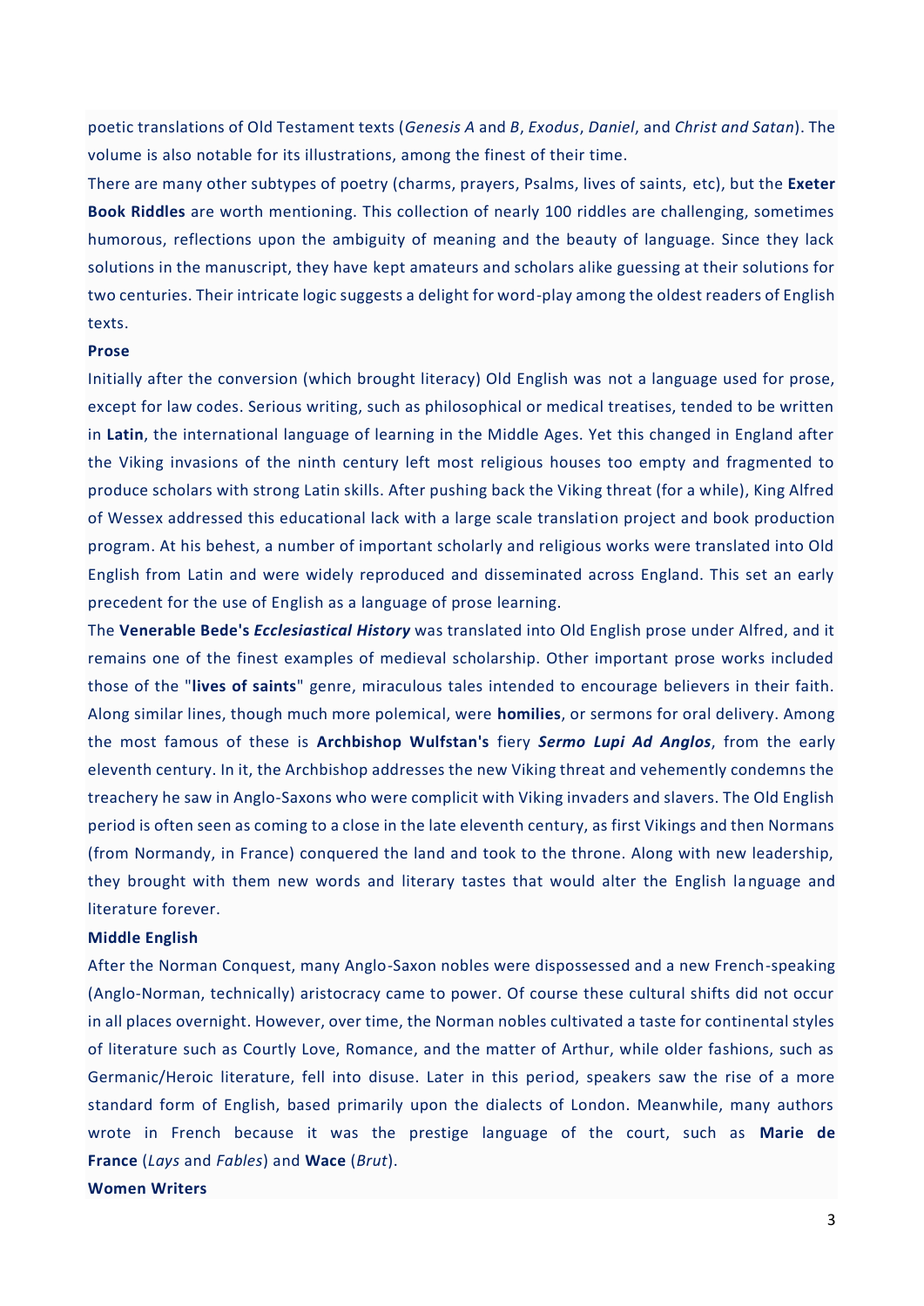poetic translations of Old Testament texts (*Genesis A* and *B*, *Exodus*, *Daniel*, and *Christ and Satan*). The volume is also notable for its illustrations, among the finest of their time.

There are many other subtypes of poetry (charms, prayers, Psalms, lives of saints, etc), but the **Exeter Book Riddles** are worth mentioning. This collection of nearly 100 riddles are challenging, sometimes humorous, reflections upon the ambiguity of meaning and the beauty of language. Since they lack solutions in the manuscript, they have kept amateurs and scholars alike guessing at their solutions for two centuries. Their intricate logic suggests a delight for word-play among the oldest readers of English texts.

**Prose**

Initially after the conversion (which brought literacy) Old English was not a language used for prose, except for law codes. Serious writing, such as philosophical or medical treatises, tended to be written in **Latin**, the international language of learning in the Middle Ages. Yet this changed in England after the Viking invasions of the ninth century left most religious houses too empty and fragmented to produce scholars with strong Latin skills. After pushing back the Viking threat (for a while), King Alfred of Wessex addressed this educational lack with a large scale translation project and book production program. At his behest, a number of important scholarly and religious works were translated into Old English from Latin and were widely reproduced and disseminated across England. This set an early precedent for the use of English as a language of prose learning.

The **Venerable Bede's *Ecclesiastical History*** was translated into Old English prose under Alfred, and it remains one of the finest examples of medieval scholarship. Other important prose works included those of the "**lives of saints**" genre, miraculous tales intended to encourage believers in their faith. Along similar lines, though much more polemical, were **homilies**, or sermons for oral delivery. Among the most famous of these is **Archbishop Wulfstan's** fiery ***Sermo Lupi Ad Anglos***, from the early eleventh century. In it, the Archbishop addresses the new Viking threat and vehemently condemns the treachery he saw in Anglo-Saxons who were complicit with Viking invaders and slavers. The Old English period is often seen as coming to a close in the late eleventh century, as first Vikings and then Normans (from Normandy, in France) conquered the land and took to the throne. Along with new leadership, they brought with them new words and literary tastes that would alter the English language and literature forever.

**Middle English**

After the Norman Conquest, many Anglo-Saxon nobles were dispossessed and a new French-speaking (Anglo-Norman, technically) aristocracy came to power. Of course these cultural shifts did not occur in all places overnight. However, over time, the Norman nobles cultivated a taste for continental styles of literature such as Courtly Love, Romance, and the matter of Arthur, while older fashions, such as Germanic/Heroic literature, fell into disuse. Later in this period, speakers saw the rise of a more standard form of English, based primarily upon the dialects of London. Meanwhile, many authors wrote in French because it was the prestige language of the court, such as **Marie de France** (*Lays* and *Fables*) and **Wace** (*Brut*).

**Women Writers**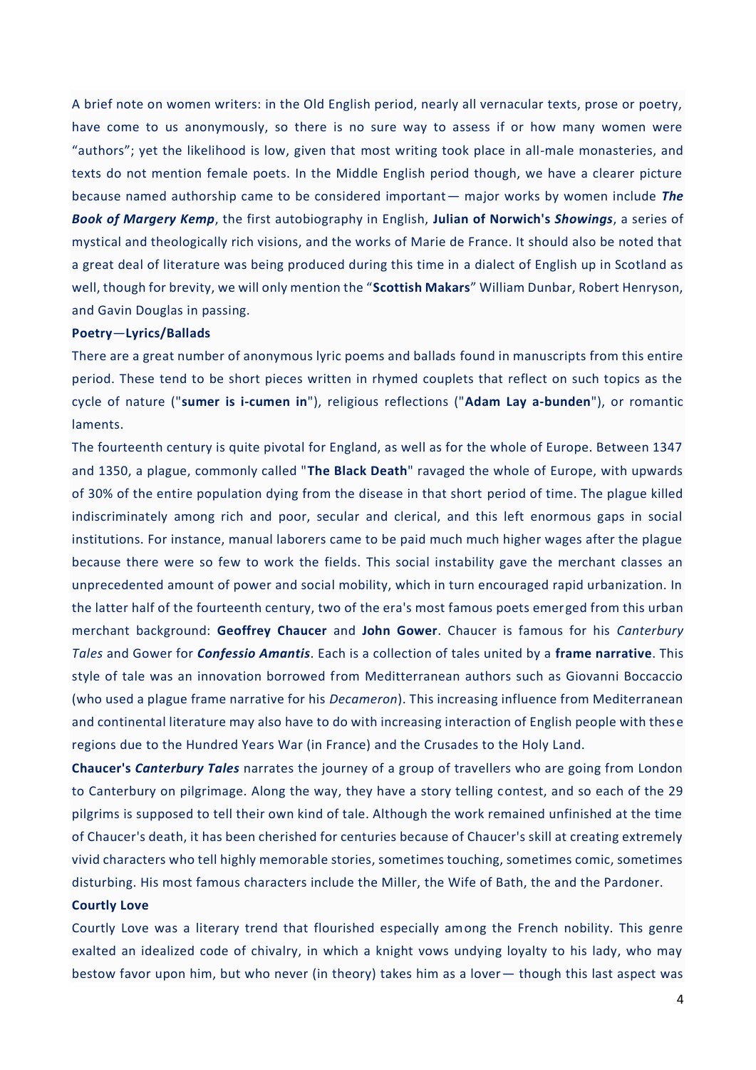A brief note on women writers: in the Old English period, nearly all vernacular texts, prose or poetry, have come to us anonymously, so there is no sure way to assess if or how many women were "authors"; yet the likelihood is low, given that most writing took place in all-male monasteries, and texts do not mention female poets. In the Middle English period though, we have a clearer picture because named authorship came to be considered important— major works by women include ***The Book of Margery Kemp***, the first autobiography in English, **Julian of Norwich's *Showings***, a series of mystical and theologically rich visions, and the works of Marie de France. It should also be noted that a great deal of literature was being produced during this time in a dialect of English up in Scotland as well, though for brevity, we will only mention the "**Scottish Makars**" William Dunbar, Robert Henryson, and Gavin Douglas in passing.

**Poetry**—**Lyrics/Ballads**

There are a great number of anonymous lyric poems and ballads found in manuscripts from this entire period. These tend to be short pieces written in rhymed couplets that reflect on such topics as the cycle of nature ("**sumer is i-cumen in**"), religious reflections ("**Adam Lay a-bunden**"), or romantic laments.

The fourteenth century is quite pivotal for England, as well as for the whole of Europe. Between 1347 and 1350, a plague, commonly called "**The Black Death**" ravaged the whole of Europe, with upwards of 30% of the entire population dying from the disease in that short period of time. The plague killed indiscriminately among rich and poor, secular and clerical, and this left enormous gaps in social institutions. For instance, manual laborers came to be paid much much higher wages after the plague because there were so few to work the fields. This social instability gave the merchant classes an unprecedented amount of power and social mobility, which in turn encouraged rapid urbanization. In the latter half of the fourteenth century, two of the era's most famous poets emerged from this urban merchant background: **Geoffrey Chaucer** and **John Gower**. Chaucer is famous for his *Canterbury Tales* and Gower for ***Confessio Amantis***. Each is a collection of tales united by a **frame narrative**. This style of tale was an innovation borrowed from Meditterranean authors such as Giovanni Boccaccio (who used a plague frame narrative for his *Decameron*). This increasing influence from Mediterranean and continental literature may also have to do with increasing interaction of English people with these regions due to the Hundred Years War (in France) and the Crusades to the Holy Land.

**Chaucer's *Canterbury Tales*** narrates the journey of a group of travellers who are going from London to Canterbury on pilgrimage. Along the way, they have a story telling contest, and so each of the 29 pilgrims is supposed to tell their own kind of tale. Although the work remained unfinished at the time of Chaucer's death, it has been cherished for centuries because of Chaucer's skill at creating extremely vivid characters who tell highly memorable stories, sometimes touching, sometimes comic, sometimes disturbing. His most famous characters include the Miller, the Wife of Bath, the and the Pardoner.

**Courtly Love**

Courtly Love was a literary trend that flourished especially among the French nobility. This genre exalted an idealized code of chivalry, in which a knight vows undying loyalty to his lady, who may bestow favor upon him, but who never (in theory) takes him as a lover— though this last aspect was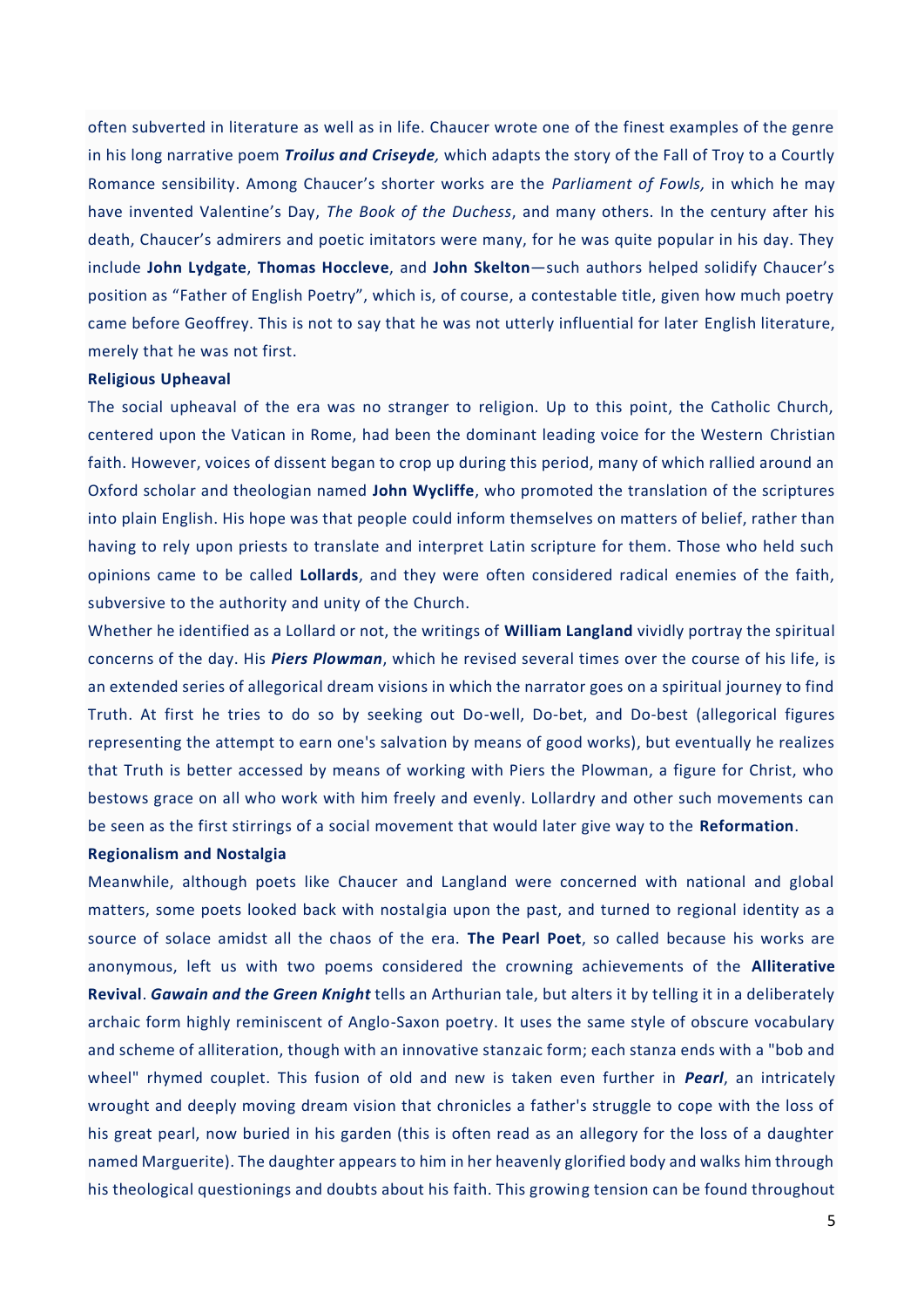often subverted in literature as well as in life. Chaucer wrote one of the finest examples of the genre in his long narrative poem ***Troilus and Criseyde,*** which adapts the story of the Fall of Troy to a Courtly Romance sensibility. Among Chaucer's shorter works are the *Parliament of Fowls,* in which he may have invented Valentine's Day, *The Book of the Duchess*, and many others. In the century after his death, Chaucer's admirers and poetic imitators were many, for he was quite popular in his day. They include **John Lydgate**, **Thomas Hoccleve**, and **John Skelton**—such authors helped solidify Chaucer's position as "Father of English Poetry", which is, of course, a contestable title, given how much poetry came before Geoffrey. This is not to say that he was not utterly influential for later English literature, merely that he was not first.

**Religious Upheaval**

The social upheaval of the era was no stranger to religion. Up to this point, the Catholic Church, centered upon the Vatican in Rome, had been the dominant leading voice for the Western Christian faith. However, voices of dissent began to crop up during this period, many of which rallied around an Oxford scholar and theologian named **John Wycliffe**, who promoted the translation of the scriptures into plain English. His hope was that people could inform themselves on matters of belief, rather than having to rely upon priests to translate and interpret Latin scripture for them. Those who held such opinions came to be called **Lollards**, and they were often considered radical enemies of the faith, subversive to the authority and unity of the Church.

Whether he identified as a Lollard or not, the writings of **William Langland** vividly portray the spiritual concerns of the day. His ***Piers Plowman***, which he revised several times over the course of his life, is an extended series of allegorical dream visions in which the narrator goes on a spiritual journey to find Truth. At first he tries to do so by seeking out Do-well, Do-bet, and Do-best (allegorical figures representing the attempt to earn one's salvation by means of good works), but eventually he realizes that Truth is better accessed by means of working with Piers the Plowman, a figure for Christ, who bestows grace on all who work with him freely and evenly. Lollardry and other such movements can be seen as the first stirrings of a social movement that would later give way to the **Reformation**.

**Regionalism and Nostalgia**

Meanwhile, although poets like Chaucer and Langland were concerned with national and global matters, some poets looked back with nostalgia upon the past, and turned to regional identity as a source of solace amidst all the chaos of the era. **The Pearl Poet**, so called because his works are anonymous, left us with two poems considered the crowning achievements of the **Alliterative Revival**. ***Gawain and the Green Knight*** tells an Arthurian tale, but alters it by telling it in a deliberately archaic form highly reminiscent of Anglo-Saxon poetry. It uses the same style of obscure vocabulary and scheme of alliteration, though with an innovative stanzaic form; each stanza ends with a "bob and wheel" rhymed couplet. This fusion of old and new is taken even further in ***Pearl***, an intricately wrought and deeply moving dream vision that chronicles a father's struggle to cope with the loss of his great pearl, now buried in his garden (this is often read as an allegory for the loss of a daughter named Marguerite). The daughter appears to him in her heavenly glorified body and walks him through his theological questionings and doubts about his faith. This growing tension can be found throughout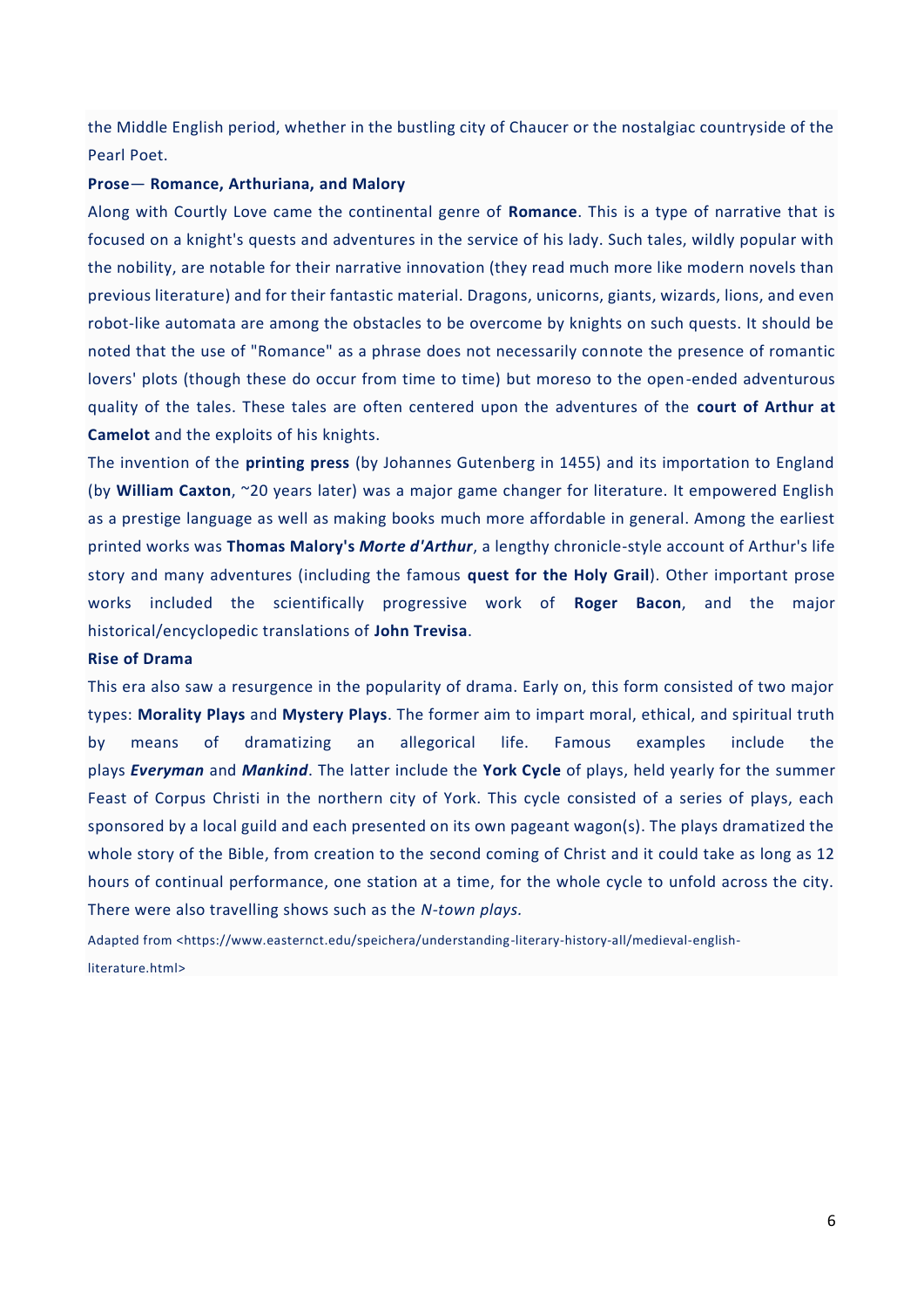the Middle English period, whether in the bustling city of Chaucer or the nostalgiac countryside of the Pearl Poet.

**Prose— Romance, Arthuriana, and Malory**

Along with Courtly Love came the continental genre of **Romance**. This is a type of narrative that is focused on a knight's quests and adventures in the service of his lady. Such tales, wildly popular with the nobility, are notable for their narrative innovation (they read much more like modern novels than previous literature) and for their fantastic material. Dragons, unicorns, giants, wizards, lions, and even robot-like automata are among the obstacles to be overcome by knights on such quests. It should be noted that the use of "Romance" as a phrase does not necessarily connote the presence of romantic lovers' plots (though these do occur from time to time) but moreso to the open-ended adventurous quality of the tales. These tales are often centered upon the adventures of the **court of Arthur at Camelot** and the exploits of his knights.

The invention of the **printing press** (by Johannes Gutenberg in 1455) and its importation to England (by **William Caxton**, ~20 years later) was a major game changer for literature. It empowered English as a prestige language as well as making books much more affordable in general. Among the earliest printed works was **Thomas Malory's *Morte d'Arthur***, a lengthy chronicle-style account of Arthur's life story and many adventures (including the famous **quest for the Holy Grail**). Other important prose works included the scientifically progressive work of **Roger Bacon**, and the major historical/encyclopedic translations of **John Trevisa**.

**Rise of Drama**

This era also saw a resurgence in the popularity of drama. Early on, this form consisted of two major types: **Morality Plays** and **Mystery Plays**. The former aim to impart moral, ethical, and spiritual truth by means of dramatizing an allegorical life. Famous examples include the plays ***Everyman*** and ***Mankind***. The latter include the **York Cycle** of plays, held yearly for the summer Feast of Corpus Christi in the northern city of York. This cycle consisted of a series of plays, each sponsored by a local guild and each presented on its own pageant wagon(s). The plays dramatized the whole story of the Bible, from creation to the second coming of Christ and it could take as long as 12 hours of continual performance, one station at a time, for the whole cycle to unfold across the city. There were also travelling shows such as the *N-town plays.*

Adapted from <https://www.easternct.edu/speichera/understanding-literary-history-all/medieval-english-literature.html>